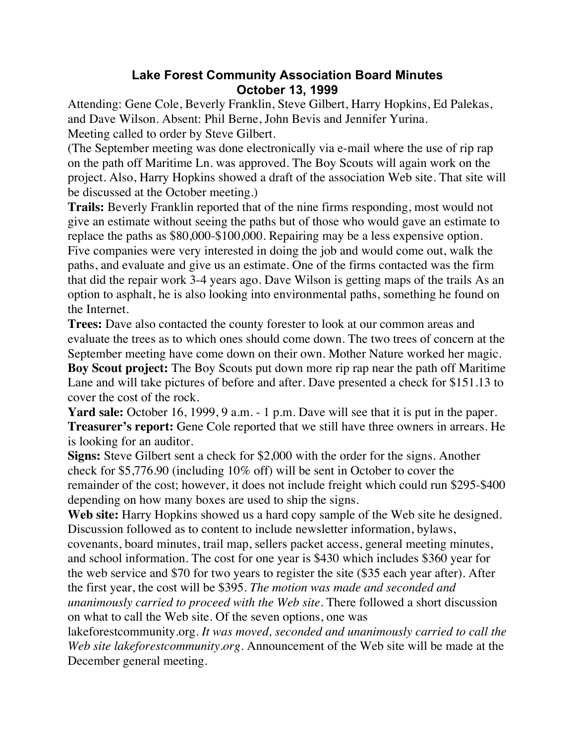# Lake Forest Community Association Board Minutes
## October 13, 1999

Attending: Gene Cole, Beverly Franklin, Steve Gilbert, Harry Hopkins, Ed Palekas, and Dave Wilson. Absent: Phil Berne, John Bevis and Jennifer Yurina.
Meeting called to order by Steve Gilbert.
(The September meeting was done electronically via e-mail where the use of rip rap on the path off Maritime Ln. was approved. The Boy Scouts will again work on the project. Also, Harry Hopkins showed a draft of the association Web site. That site will be discussed at the October meeting.)

**Trails:** Beverly Franklin reported that of the nine firms responding, most would not give an estimate without seeing the paths but of those who would gave an estimate to replace the paths as $80,000-$100,000. Repairing may be a less expensive option. Five companies were very interested in doing the job and would come out, walk the paths, and evaluate and give us an estimate. One of the firms contacted was the firm that did the repair work 3-4 years ago. Dave Wilson is getting maps of the trails As an option to asphalt, he is also looking into environmental paths, something he found on the Internet.

**Trees:** Dave also contacted the county forester to look at our common areas and evaluate the trees as to which ones should come down. The two trees of concern at the September meeting have come down on their own. Mother Nature worked her magic.

**Boy Scout project:** The Boy Scouts put down more rip rap near the path off Maritime Lane and will take pictures of before and after. Dave presented a check for $151.13 to cover the cost of the rock.

**Yard sale:** October 16, 1999, 9 a.m. - 1 p.m. Dave will see that it is put in the paper.

**Treasurer's report:** Gene Cole reported that we still have three owners in arrears. He is looking for an auditor.

**Signs:** Steve Gilbert sent a check for $2,000 with the order for the signs. Another check for $5,776.90 (including 10% off) will be sent in October to cover the remainder of the cost; however, it does not include freight which could run $295-$400 depending on how many boxes are used to ship the signs.

**Web site:** Harry Hopkins showed us a hard copy sample of the Web site he designed. Discussion followed as to content to include newsletter information, bylaws, covenants, board minutes, trail map, sellers packet access, general meeting minutes, and school information. The cost for one year is $430 which includes $360 year for the web service and $70 for two years to register the site ($35 each year after). After the first year, the cost will be $395. *The motion was made and seconded and unanimously carried to proceed with the Web site*. There followed a short discussion on what to call the Web site. Of the seven options, one was lakeforestcommunity.org. *It was moved, seconded and unanimously carried to call the Web site lakeforestcommunity.org*. Announcement of the Web site will be made at the December general meeting.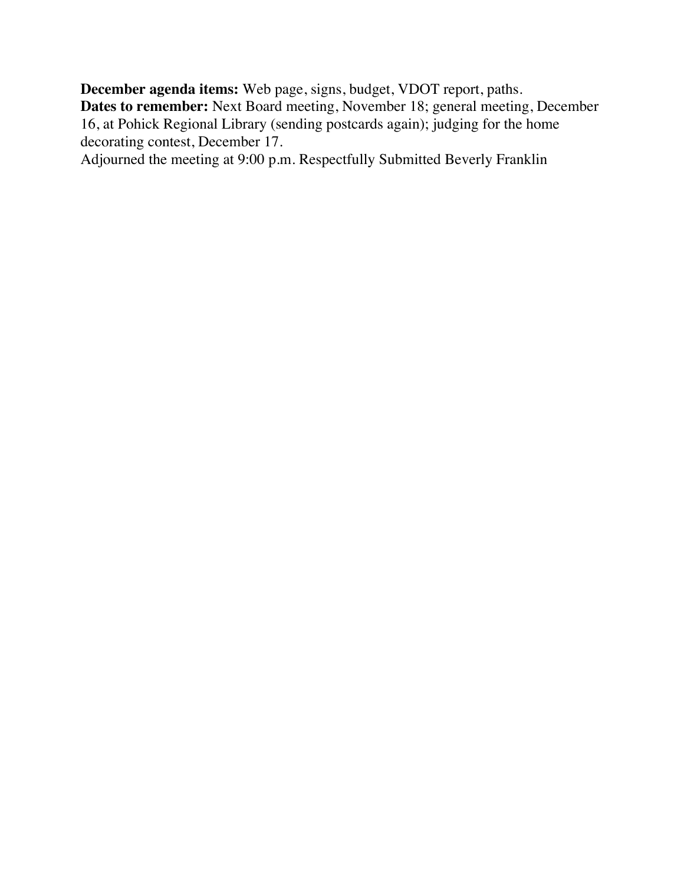**December agenda items:** Web page, signs, budget, VDOT report, paths.
**Dates to remember:** Next Board meeting, November 18; general meeting, December 16, at Pohick Regional Library (sending postcards again); judging for the home decorating contest, December 17.
Adjourned the meeting at 9:00 p.m. Respectfully Submitted Beverly Franklin